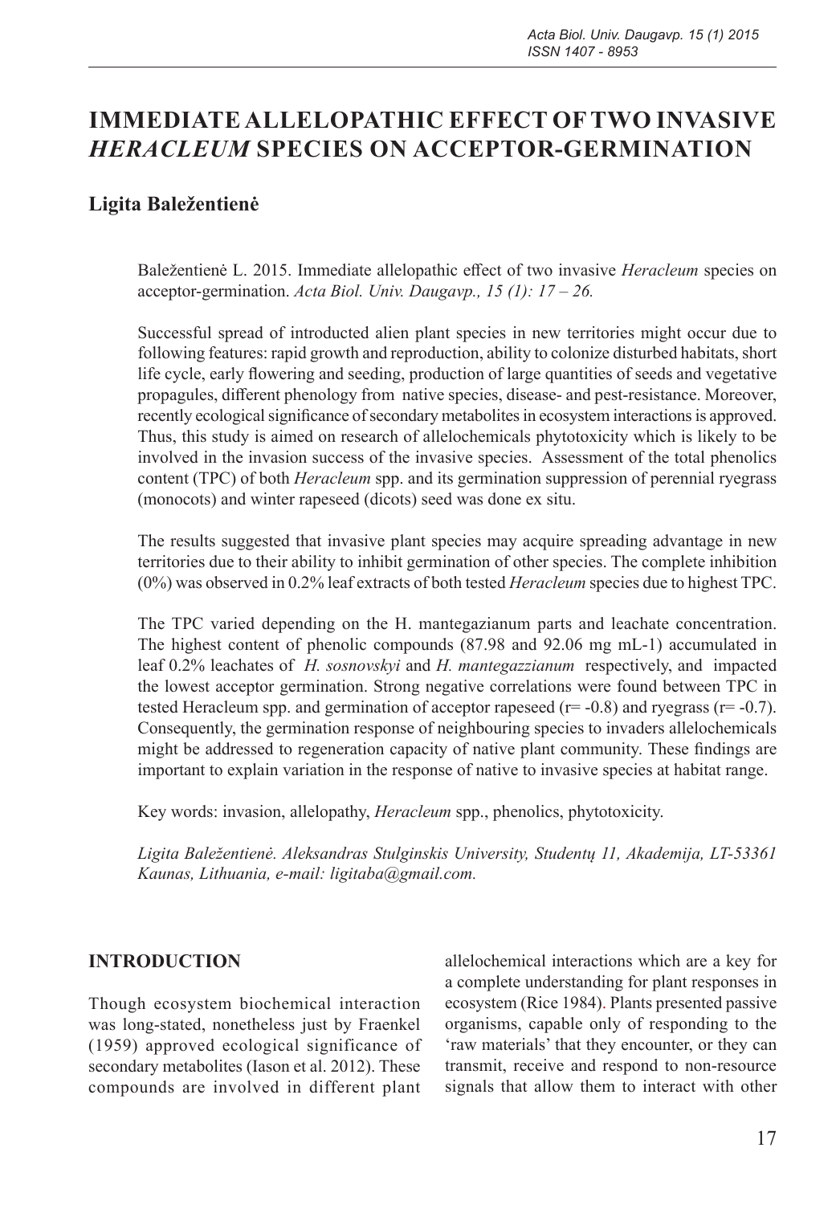# IMMEDIATE ALLELOPATHIC EFFECT OF TWO INVASIVE *HERACLEUM* SPECIES ON ACCEPTOR-GERMINATION

**Ligita Baležentienė**

Baležentienė L. 2015. Immediate allelopathic effect of two invasive *Heracleum* species on acceptor-germination. *Acta Biol. Univ. Daugavp., 15 (1): 17 – 26.*

Successful spread of introducted alien plant species in new territories might occur due to following features: rapid growth and reproduction, ability to colonize disturbed habitats, short life cycle, early flowering and seeding, production of large quantities of seeds and vegetative propagules, different phenology from native species, disease- and pest-resistance. Moreover, recently ecological significance of secondary metabolites in ecosystem interactions is approved. Thus, this study is aimed on research of allelochemicals phytotoxicity which is likely to be involved in the invasion success of the invasive species. Assessment of the total phenolics content (TPC) of both *Heracleum* spp. and its germination suppression of perennial ryegrass (monocots) and winter rapeseed (dicots) seed was done ex situ.

The results suggested that invasive plant species may acquire spreading advantage in new territories due to their ability to inhibit germination of other species. The complete inhibition (0%) was observed in 0.2% leaf extracts of both tested *Heracleum* species due to highest TPC.

The TPC varied depending on the H. mantegazianum parts and leachate concentration. The highest content of phenolic compounds (87.98 and 92.06 mg mL-1) accumulated in leaf 0.2% leachates of *H. sosnovskyi* and *H. mantegazzianum* respectively, and impacted the lowest acceptor germination. Strong negative correlations were found between TPC in tested Heracleum spp. and germination of acceptor rapeseed (r= -0.8) and ryegrass (r= -0.7). Consequently, the germination response of neighbouring species to invaders allelochemicals might be addressed to regeneration capacity of native plant community. These findings are important to explain variation in the response of native to invasive species at habitat range.

Key words: invasion, allelopathy, *Heracleum* spp., phenolics, phytotoxicity.

*Ligita Baležentienė. Aleksandras Stulginskis University, Studentų 11, Akademija, LT-53361 Kaunas, Lithuania, e-mail: ligitaba@gmail.com.*

## INTRODUCTION

Though ecosystem biochemical interaction was long-stated, nonetheless just by Fraenkel (1959) approved ecological significance of secondary metabolites (Iason et al. 2012). These compounds are involved in different plant allelochemical interactions which are a key for a complete understanding for plant responses in ecosystem (Rice 1984). Plants presented passive organisms, capable only of responding to the 'raw materials' that they encounter, or they can transmit, receive and respond to non-resource signals that allow them to interact with other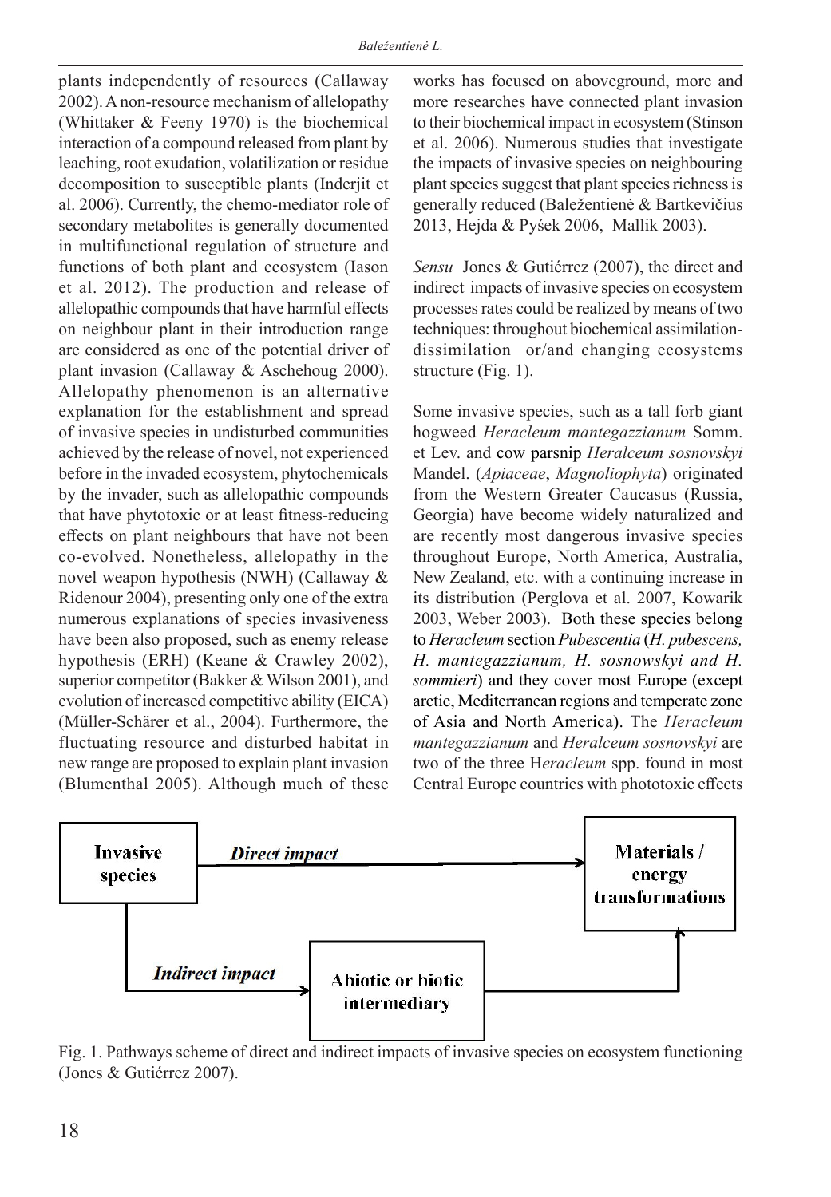plants independently of resources (Callaway 2002). A non-resource mechanism of allelopathy (Whittaker & Feeny 1970) is the biochemical interaction of a compound released from plant by leaching, root exudation, volatilization or residue decomposition to susceptible plants (Inderjit et al. 2006). Currently, the chemo-mediator role of secondary metabolites is generally documented in multifunctional regulation of structure and functions of both plant and ecosystem (Iason et al. 2012). The production and release of allelopathic compounds that have harmful effects on neighbour plant in their introduction range are considered as one of the potential driver of plant invasion (Callaway & Aschehoug 2000). Allelopathy phenomenon is an alternative explanation for the establishment and spread of invasive species in undisturbed communities achieved by the release of novel, not experienced before in the invaded ecosystem, phytochemicals by the invader, such as allelopathic compounds that have phytotoxic or at least fitness-reducing effects on plant neighbours that have not been co-evolved. Nonetheless, allelopathy in the novel weapon hypothesis (NWH) (Callaway & Ridenour 2004), presenting only one of the extra numerous explanations of species invasiveness have been also proposed, such as enemy release hypothesis (ERH) (Keane & Crawley 2002), superior competitor (Bakker & Wilson 2001), and evolution of increased competitive ability (EICA) (Müller-Schärer et al., 2004). Furthermore, the fluctuating resource and disturbed habitat in new range are proposed to explain plant invasion (Blumenthal 2005). Although much of these works has focused on aboveground, more and more researches have connected plant invasion to their biochemical impact in ecosystem (Stinson et al. 2006). Numerous studies that investigate the impacts of invasive species on neighbouring plant species suggest that plant species richness is generally reduced (Baležentienė & Bartkevičius 2013, Hejda & Pyśek 2006, Mallik 2003).

*Sensu* Jones & Gutiérrez (2007), the direct and indirect impacts of invasive species on ecosystem processes rates could be realized by means of two techniques: throughout biochemical assimilation-dissimilation or/and changing ecosystems structure (Fig. 1).

Some invasive species, such as a tall forb giant hogweed *Heracleum mantegazzianum* Somm. et Lev. and cow parsnip *Heralceum sosnovskyi* Mandel. (*Apiaceae*, *Magnoliophyta*) originated from the Western Greater Caucasus (Russia, Georgia) have become widely naturalized and are recently most dangerous invasive species throughout Europe, North America, Australia, New Zealand, etc. with a continuing increase in its distribution (Perglova et al. 2007, Kowarik 2003, Weber 2003). Both these species belong to *Heracleum* section *Pubescentia* (*H. pubescens, H. mantegazzianum, H. sosnowskyi and H. sommieri*) and they cover most Europe (except arctic, Mediterranean regions and temperate zone of Asia and North America). The *Heracleum mantegazzianum* and *Heralceum sosnovskyi* are two of the three H*eracleum* spp. found in most Central Europe countries with phototoxic effects

Invasive species → *Direct impact* → Materials / energy transformations

Invasive species → *Indirect impact* → Abiotic or biotic intermediary → Materials / energy transformations

Fig. 1. Pathways scheme of direct and indirect impacts of invasive species on ecosystem functioning (Jones & Gutiérrez 2007).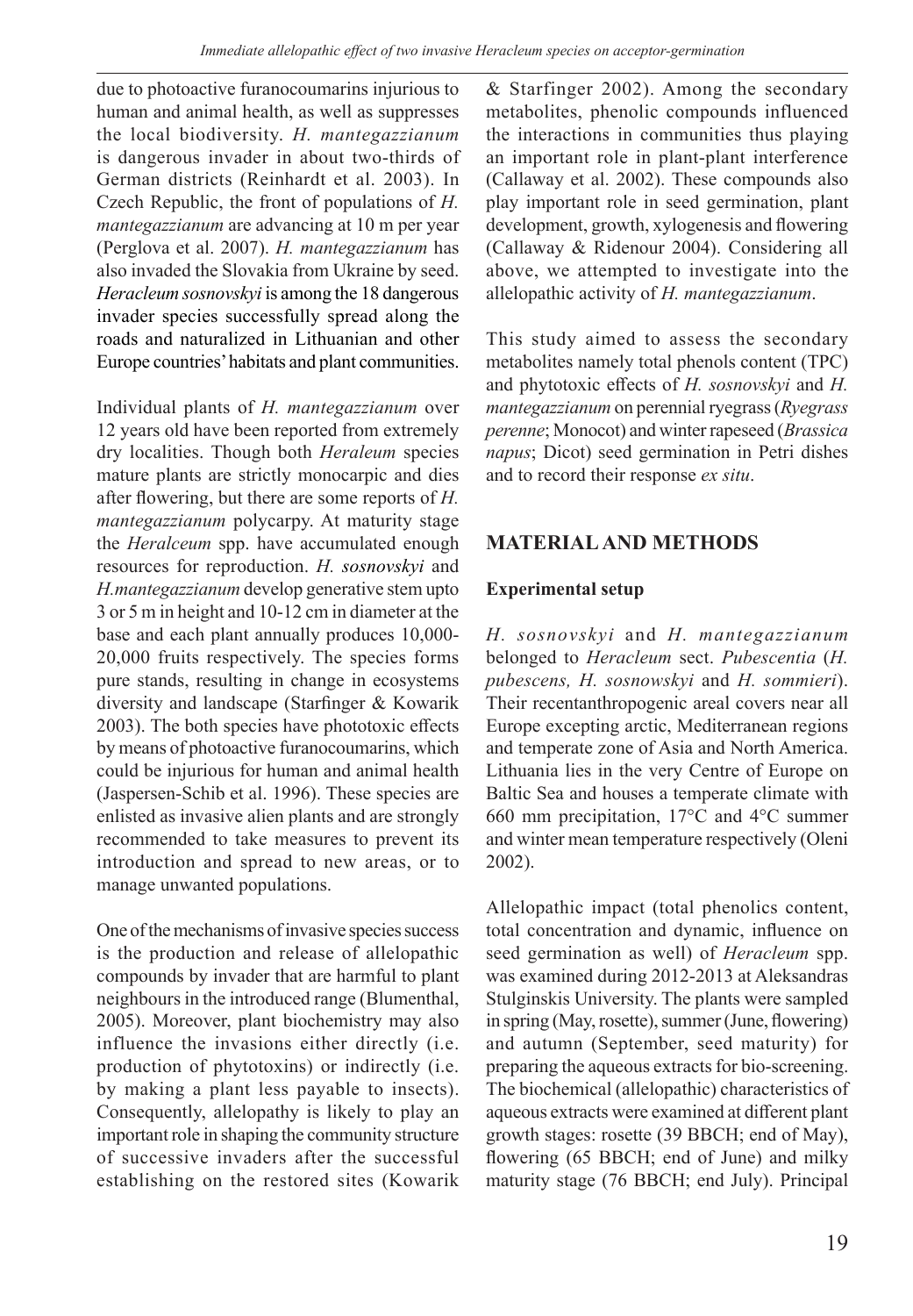due to photoactive furanocoumarins injurious to human and animal health, as well as suppresses the local biodiversity. *H. mantegazzianum* is dangerous invader in about two-thirds of German districts (Reinhardt et al. 2003). In Czech Republic, the front of populations of *H. mantegazzianum* are advancing at 10 m per year (Perglova et al. 2007). *H. mantegazzianum* has also invaded the Slovakia from Ukraine by seed. *Heracleum sosnovskyi* is among the 18 dangerous invader species successfully spread along the roads and naturalized in Lithuanian and other Europe countries' habitats and plant communities.

Individual plants of *H. mantegazzianum* over 12 years old have been reported from extremely dry localities. Though both *Heraleum* species mature plants are strictly monocarpic and dies after flowering, but there are some reports of *H. mantegazzianum* polycarpy. At maturity stage the *Heralceum* spp. have accumulated enough resources for reproduction. *H. sosnovskyi* and *H.mantegazzianum* develop generative stem upto 3 or 5 m in height and 10-12 cm in diameter at the base and each plant annually produces 10,000-20,000 fruits respectively. The species forms pure stands, resulting in change in ecosystems diversity and landscape (Starfinger & Kowarik 2003). The both species have phototoxic effects by means of photoactive furanocoumarins, which could be injurious for human and animal health (Jaspersen-Schib et al. 1996). These species are enlisted as invasive alien plants and are strongly recommended to take measures to prevent its introduction and spread to new areas, or to manage unwanted populations.

One of the mechanisms of invasive species success is the production and release of allelopathic compounds by invader that are harmful to plant neighbours in the introduced range (Blumenthal, 2005). Moreover, plant biochemistry may also influence the invasions either directly (i.e. production of phytotoxins) or indirectly (i.e. by making a plant less payable to insects). Consequently, allelopathy is likely to play an important role in shaping the community structure of successive invaders after the successful establishing on the restored sites (Kowarik & Starfinger 2002). Among the secondary metabolites, phenolic compounds influenced the interactions in communities thus playing an important role in plant-plant interference (Callaway et al. 2002). These compounds also play important role in seed germination, plant development, growth, xylogenesis and flowering (Callaway & Ridenour 2004). Considering all above, we attempted to investigate into the allelopathic activity of *H. mantegazzianum*.

This study aimed to assess the secondary metabolites namely total phenols content (TPC) and phytotoxic effects of *H. sosnovskyi* and *H. mantegazzianum* on perennial ryegrass (*Ryegrass perenne*; Monocot) and winter rapeseed (*Brassica napus*; Dicot) seed germination in Petri dishes and to record their response *ex situ*.

## MATERIAL AND METHODS

### Experimental setup

*H. sosnovskyi* and *H. mantegazzianum* belonged to *Heracleum* sect. *Pubescentia* (*H. pubescens, H. sosnowskyi* and *H. sommieri*). Their recentanthropogenic areal covers near all Europe excepting arctic, Mediterranean regions and temperate zone of Asia and North America. Lithuania lies in the very Centre of Europe on Baltic Sea and houses a temperate climate with 660 mm precipitation, 17°C and 4°C summer and winter mean temperature respectively (Oleni 2002).

Allelopathic impact (total phenolics content, total concentration and dynamic, influence on seed germination as well) of *Heracleum* spp. was examined during 2012-2013 at Aleksandras Stulginskis University. The plants were sampled in spring (May, rosette), summer (June, flowering) and autumn (September, seed maturity) for preparing the aqueous extracts for bio-screening. The biochemical (allelopathic) characteristics of aqueous extracts were examined at different plant growth stages: rosette (39 BBCH; end of May), flowering (65 BBCH; end of June) and milky maturity stage (76 BBCH; end July). Principal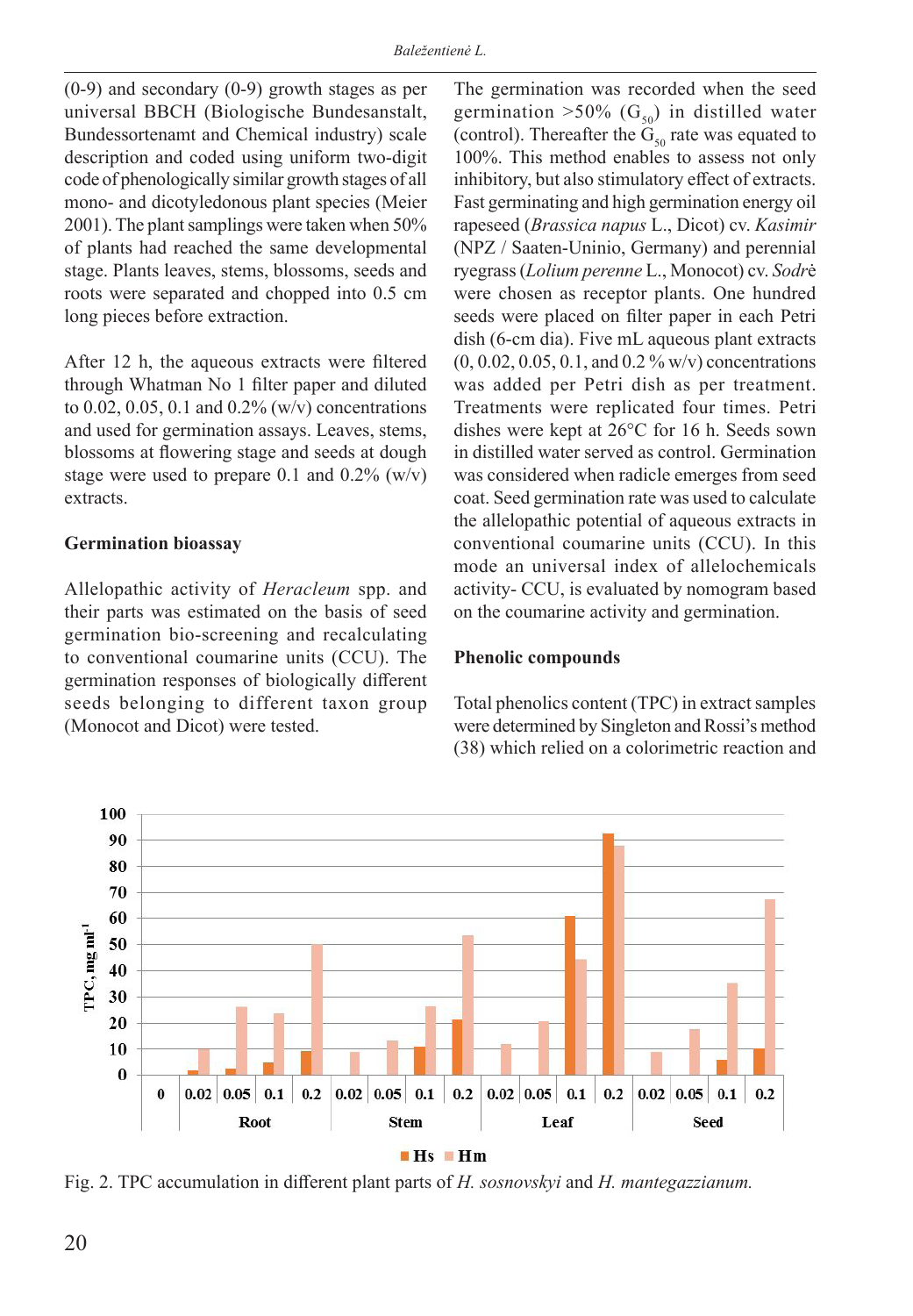(0-9) and secondary (0-9) growth stages as per universal BBCH (Biologische Bundesanstalt, Bundessortenamt and Chemical industry) scale description and coded using uniform two-digit code of phenologically similar growth stages of all mono- and dicotyledonous plant species (Meier 2001). The plant samplings were taken when 50% of plants had reached the same developmental stage. Plants leaves, stems, blossoms, seeds and roots were separated and chopped into 0.5 cm long pieces before extraction.

After 12 h, the aqueous extracts were filtered through Whatman No 1 filter paper and diluted to 0.02, 0.05, 0.1 and 0.2% (w/v) concentrations and used for germination assays. Leaves, stems, blossoms at flowering stage and seeds at dough stage were used to prepare 0.1 and 0.2% (w/v) extracts.

### Germination bioassay

Allelopathic activity of *Heracleum* spp. and their parts was estimated on the basis of seed germination bio-screening and recalculating to conventional coumarine units (CCU). The germination responses of biologically different seeds belonging to different taxon group (Monocot and Dicot) were tested.

The germination was recorded when the seed germination >50% ($G_{50}$) in distilled water (control). Thereafter the $G_{50}$ rate was equated to 100%. This method enables to assess not only inhibitory, but also stimulatory effect of extracts. Fast germinating and high germination energy oil rapeseed (*Brassica napus* L., Dicot) cv. *Kasimir* (NPZ / Saaten-Uninio, Germany) and perennial ryegrass (*Lolium perenne* L., Monocot) cv. *Sodrė* were chosen as receptor plants. One hundred seeds were placed on filter paper in each Petri dish (6-cm dia). Five mL aqueous plant extracts (0, 0.02, 0.05, 0.1, and 0.2 % w/v) concentrations was added per Petri dish as per treatment. Treatments were replicated four times. Petri dishes were kept at 26°C for 16 h. Seeds sown in distilled water served as control. Germination was considered when radicle emerges from seed coat. Seed germination rate was used to calculate the allelopathic potential of aqueous extracts in conventional coumarine units (CCU). In this mode an universal index of allelochemicals activity- CCU, is evaluated by nomogram based on the coumarine activity and germination.

### Phenolic compounds

Total phenolics content (TPC) in extract samples were determined by Singleton and Rossi's method (38) which relied on a colorimetric reaction and

Fig. 2. TPC accumulation in different plant parts of *H. sosnovskyi* and *H. mantegazzianum.*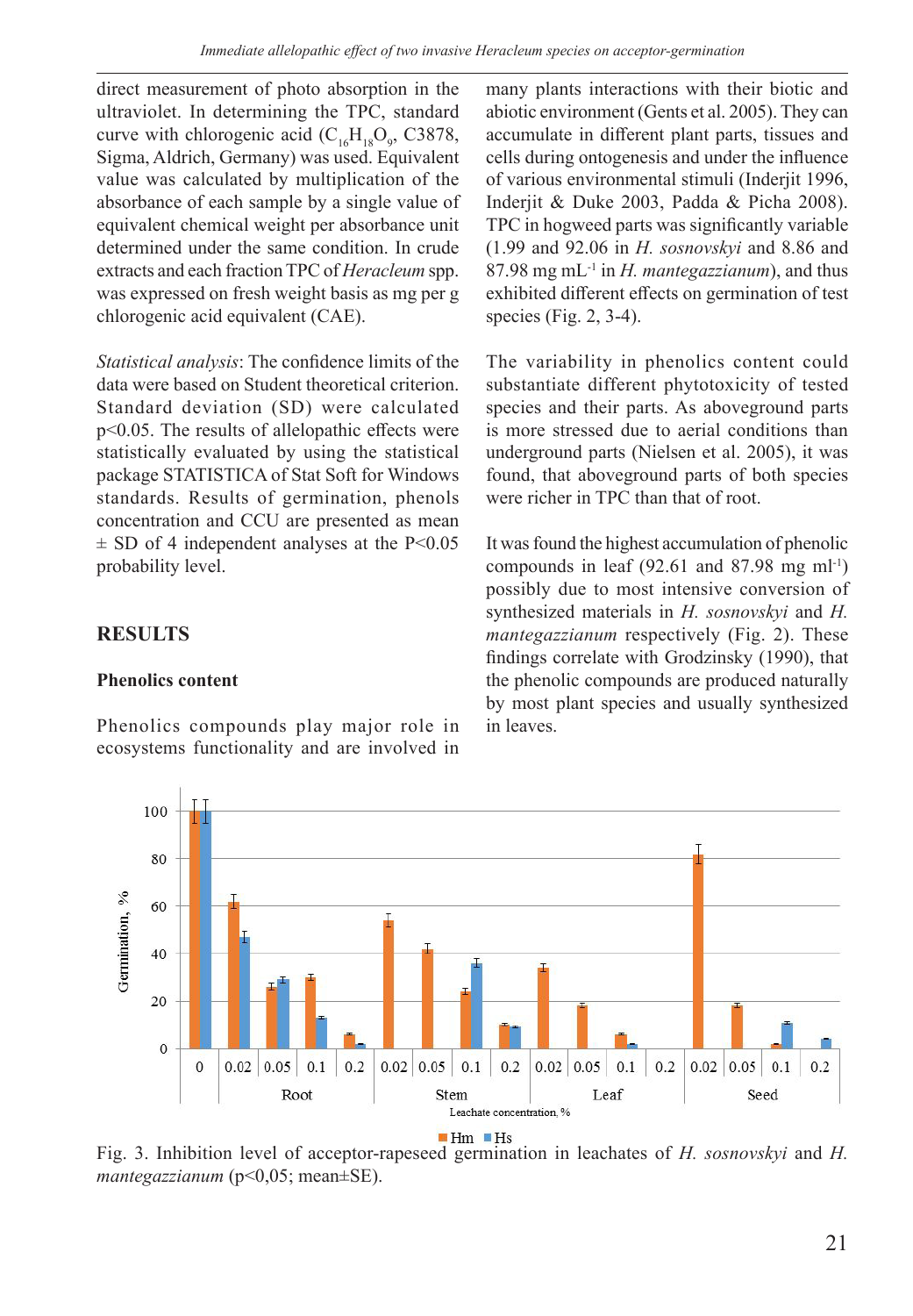direct measurement of photo absorption in the ultraviolet. In determining the TPC, standard curve with chlorogenic acid ($C_{16}H_{18}O_9$, C3878, Sigma, Aldrich, Germany) was used. Equivalent value was calculated by multiplication of the absorbance of each sample by a single value of equivalent chemical weight per absorbance unit determined under the same condition. In crude extracts and each fraction TPC of *Heracleum* spp. was expressed on fresh weight basis as mg per g chlorogenic acid equivalent (CAE).

*Statistical analysis*: The confidence limits of the data were based on Student theoretical criterion. Standard deviation (SD) were calculated $p<0.05$. The results of allelopathic effects were statistically evaluated by using the statistical package STATISTICA of Stat Soft for Windows standards. Results of germination, phenols concentration and CCU are presented as mean ± SD of 4 independent analyses at the $P<0.05$ probability level.

## RESULTS

### Phenolics content

Phenolics compounds play major role in ecosystems functionality and are involved in many plants interactions with their biotic and abiotic environment (Gents et al. 2005). They can accumulate in different plant parts, tissues and cells during ontogenesis and under the influence of various environmental stimuli (Inderjit 1996, Inderjit & Duke 2003, Padda & Picha 2008). TPC in hogweed parts was significantly variable (1.99 and 92.06 in *H. sosnovskyi* and 8.86 and 87.98 mg $mL^{-1}$ in *H. mantegazzianum*), and thus exhibited different effects on germination of test species (Fig. 2, 3-4).

The variability in phenolics content could substantiate different phytotoxicity of tested species and their parts. As aboveground parts is more stressed due to aerial conditions than underground parts (Nielsen et al. 2005), it was found, that aboveground parts of both species were richer in TPC than that of root.

It was found the highest accumulation of phenolic compounds in leaf (92.61 and 87.98 mg $ml^{-1}$) possibly due to most intensive conversion of synthesized materials in *H. sosnovskyi* and *H. mantegazzianum* respectively (Fig. 2). These findings correlate with Grodzinsky (1990), that the phenolic compounds are produced naturally by most plant species and usually synthesized in leaves.

Fig. 3. Inhibition level of acceptor-rapeseed germination in leachates of *H. sosnovskyi* and *H. mantegazzianum* ($p<0,05$; mean±SE).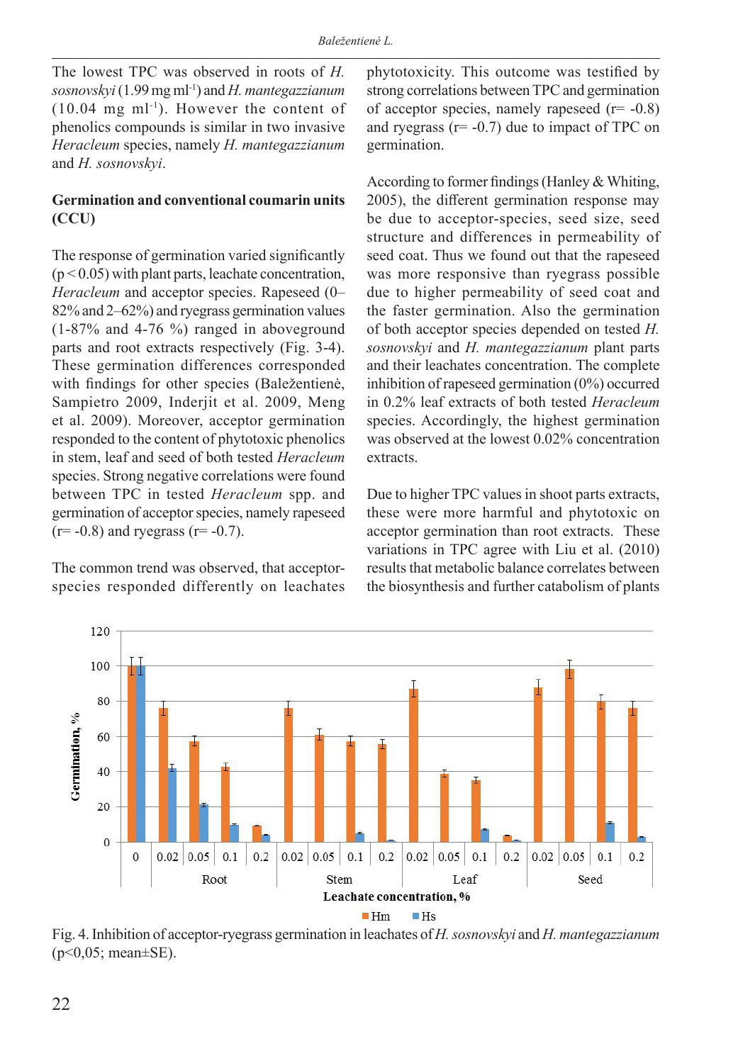The lowest TPC was observed in roots of *H. sosnovskyi* (1.99 mg ml$^{-1}$) and *H. mantegazzianum* (10.04 mg ml$^{-1}$). However the content of phenolics compounds is similar in two invasive *Heracleum* species, namely *H. mantegazzianum* and *H. sosnovskyi*.

**Germination and conventional coumarin units (CCU)**

The response of germination varied significantly ($p < 0.05$) with plant parts, leachate concentration, *Heracleum* and acceptor species. Rapeseed (0–82% and 2–62%) and ryegrass germination values (1-87% and 4-76 %) ranged in aboveground parts and root extracts respectively (Fig. 3-4). These germination differences corresponded with findings for other species (Baležentienė, Sampietro 2009, Inderjit et al. 2009, Meng et al. 2009). Moreover, acceptor germination responded to the content of phytotoxic phenolics in stem, leaf and seed of both tested *Heracleum* species. Strong negative correlations were found between TPC in tested *Heracleum* spp. and germination of acceptor species, namely rapeseed (r= -0.8) and ryegrass (r= -0.7).

The common trend was observed, that acceptor-species responded differently on leachates phytotoxicity. This outcome was testified by strong correlations between TPC and germination of acceptor species, namely rapeseed (r= -0.8) and ryegrass (r= -0.7) due to impact of TPC on germination.

According to former findings (Hanley & Whiting, 2005), the different germination response may be due to acceptor-species, seed size, seed structure and differences in permeability of seed coat. Thus we found out that the rapeseed was more responsive than ryegrass possible due to higher permeability of seed coat and the faster germination. Also the germination of both acceptor species depended on tested *H. sosnovskyi* and *H. mantegazzianum* plant parts and their leachates concentration. The complete inhibition of rapeseed germination (0%) occurred in 0.2% leaf extracts of both tested *Heracleum* species. Accordingly, the highest germination was observed at the lowest 0.02% concentration extracts.

Due to higher TPC values in shoot parts extracts, these were more harmful and phytotoxic on acceptor germination than root extracts. These variations in TPC agree with Liu et al. (2010) results that metabolic balance correlates between the biosynthesis and further catabolism of plants

Fig. 4. Inhibition of acceptor-ryegrass germination in leachates of *H. sosnovskyi* and *H. mantegazzianum* ($p<0,05$; mean±SE).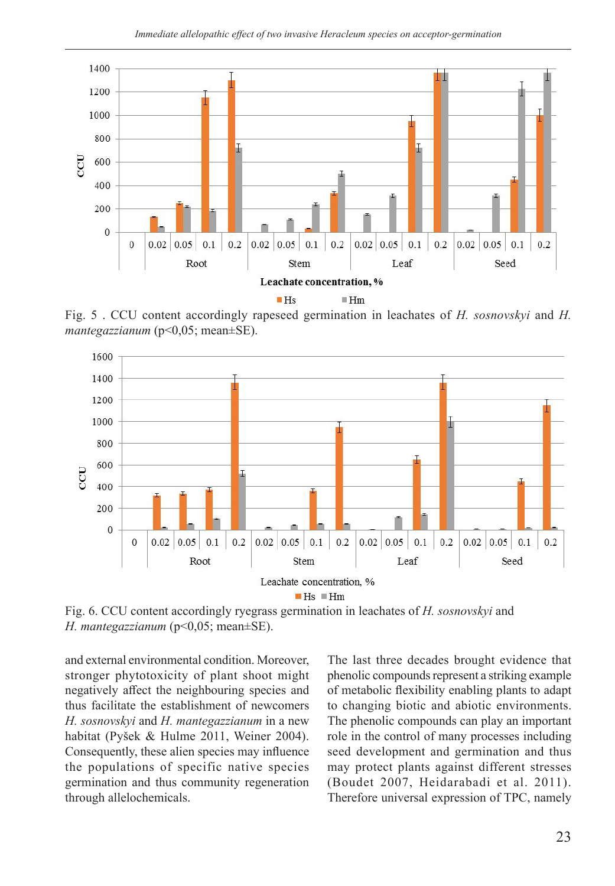Fig. 5 . CCU content accordingly rapeseed germination in leachates of *H. sosnovskyi* and *H. mantegazzianum* ($p<0,05$; mean±SE).

Fig. 6. CCU content accordingly ryegrass germination in leachates of *H. sosnovskyi* and *H. mantegazzianum* ($p<0,05$; mean±SE).

and external environmental condition. Moreover, stronger phytotoxicity of plant shoot might negatively affect the neighbouring species and thus facilitate the establishment of newcomers *H. sosnovskyi* and *H. mantegazzianum* in a new habitat (Pyšek & Hulme 2011, Weiner 2004). Consequently, these alien species may influence the populations of specific native species germination and thus community regeneration through allelochemicals.

The last three decades brought evidence that phenolic compounds represent a striking example of metabolic flexibility enabling plants to adapt to changing biotic and abiotic environments. The phenolic compounds can play an important role in the control of many processes including seed development and germination and thus may protect plants against different stresses (Boudet 2007, Heidarabadi et al. 2011). Therefore universal expression of TPC, namely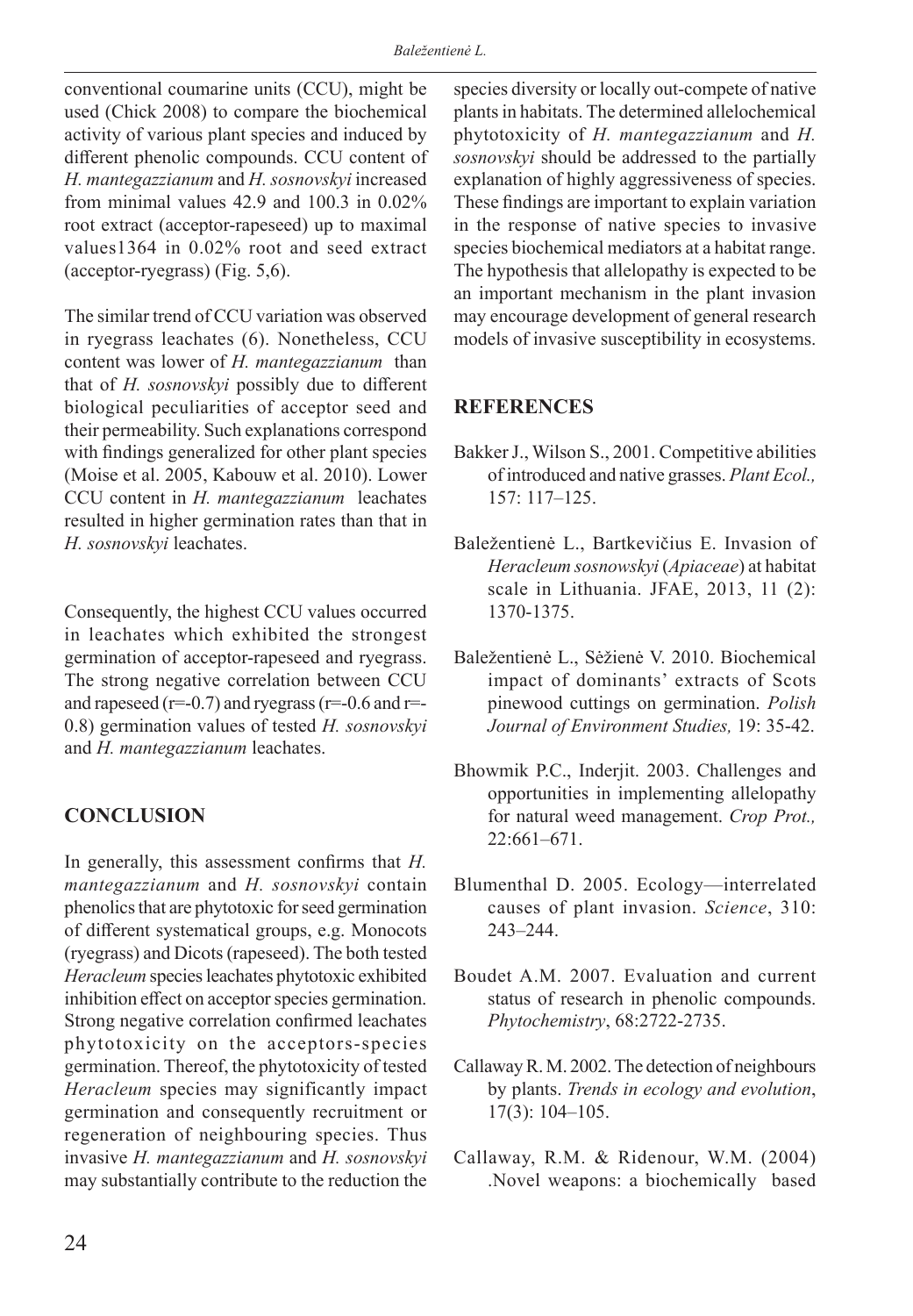conventional coumarine units (CCU), might be used (Chick 2008) to compare the biochemical activity of various plant species and induced by different phenolic compounds. CCU content of *H. mantegazzianum* and *H. sosnovskyi* increased from minimal values 42.9 and 100.3 in 0.02% root extract (acceptor-rapeseed) up to maximal values1364 in 0.02% root and seed extract (acceptor-ryegrass) (Fig. 5,6).

The similar trend of CCU variation was observed in ryegrass leachates (6). Nonetheless, CCU content was lower of *H. mantegazzianum* than that of *H. sosnovskyi* possibly due to different biological peculiarities of acceptor seed and their permeability. Such explanations correspond with findings generalized for other plant species (Moise et al. 2005, Kabouw et al. 2010). Lower CCU content in *H. mantegazzianum* leachates resulted in higher germination rates than that in *H. sosnovskyi* leachates.

Consequently, the highest CCU values occurred in leachates which exhibited the strongest germination of acceptor-rapeseed and ryegrass. The strong negative correlation between CCU and rapeseed ($r=-0.7$) and ryegrass ($r=-0.6$ and $r=-0.8$) germination values of tested *H. sosnovskyi* and *H. mantegazzianum* leachates.

## CONCLUSION

In generally, this assessment confirms that *H. mantegazzianum* and *H. sosnovskyi* contain phenolics that are phytotoxic for seed germination of different systematical groups, e.g. Monocots (ryegrass) and Dicots (rapeseed). The both tested *Heracleum* species leachates phytotoxic exhibited inhibition effect on acceptor species germination. Strong negative correlation confirmed leachates phytotoxicity on the acceptors-species germination. Thereof, the phytotoxicity of tested *Heracleum* species may significantly impact germination and consequently recruitment or regeneration of neighbouring species. Thus invasive *H. mantegazzianum* and *H. sosnovskyi* may substantially contribute to the reduction the species diversity or locally out-compete of native plants in habitats. The determined allelochemical phytotoxicity of *H. mantegazzianum* and *H. sosnovskyi* should be addressed to the partially explanation of highly aggressiveness of species. These findings are important to explain variation in the response of native species to invasive species biochemical mediators at a habitat range. The hypothesis that allelopathy is expected to be an important mechanism in the plant invasion may encourage development of general research models of invasive susceptibility in ecosystems.

## REFERENCES

Bakker J., Wilson S., 2001. Competitive abilities of introduced and native grasses. *Plant Ecol.,* 157: 117–125.

Baležentienė L., Bartkevičius E. Invasion of *Heracleum sosnowskyi* (*Apiaceae*) at habitat scale in Lithuania. JFAE, 2013, 11 (2): 1370-1375.

Baležentienė L., Sėžienė V. 2010. Biochemical impact of dominants' extracts of Scots pinewood cuttings on germination. *Polish Journal of Environment Studies,* 19: 35-42.

Bhowmik P.C., Inderjit. 2003. Challenges and opportunities in implementing allelopathy for natural weed management. *Crop Prot.,* 22:661–671.

Blumenthal D. 2005. Ecology—interrelated causes of plant invasion. *Science*, 310: 243–244.

Boudet A.M. 2007. Evaluation and current status of research in phenolic compounds. *Phytochemistry*, 68:2722-2735.

Callaway R. M. 2002. The detection of neighbours by plants. *Trends in ecology and evolution*, 17(3): 104–105.

Callaway, R.M. & Ridenour, W.M. (2004) .Novel weapons: a biochemically based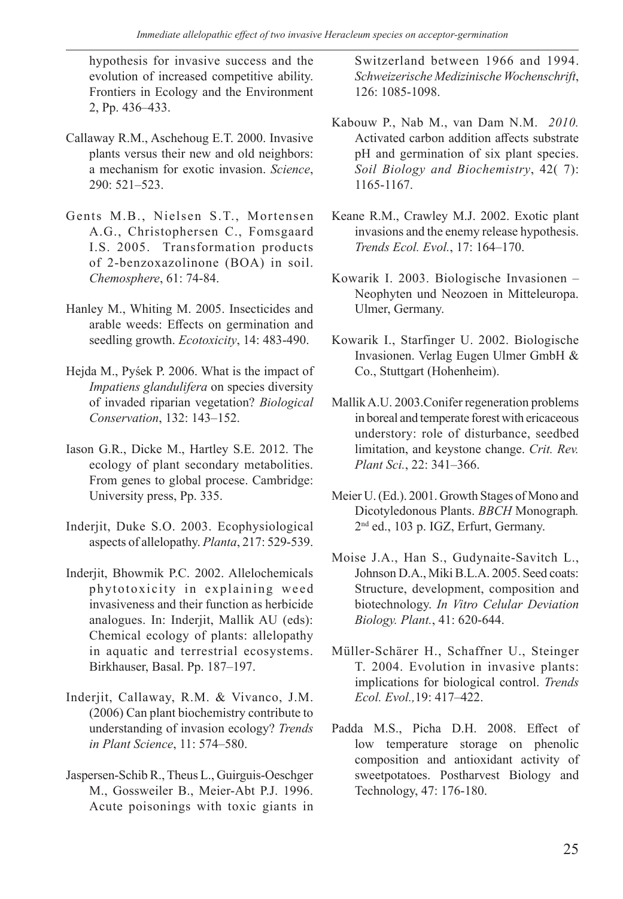hypothesis for invasive success and the evolution of increased competitive ability. Frontiers in Ecology and the Environment 2, Pp. 436–433.

Callaway R.M., Aschehoug E.T. 2000. Invasive plants versus their new and old neighbors: a mechanism for exotic invasion. *Science*, 290: 521–523.

Gents M.B., Nielsen S.T., Mortensen A.G., Christophersen C., Fomsgaard I.S. 2005. Transformation products of 2-benzoxazolinone (BOA) in soil. *Chemosphere*, 61: 74-84.

Hanley M., Whiting M. 2005. Insecticides and arable weeds: Effects on germination and seedling growth. *Ecotoxicity*, 14: 483-490.

Hejda M., Pyśek P. 2006. What is the impact of *Impatiens glandulifera* on species diversity of invaded riparian vegetation? *Biological Conservation*, 132: 143–152.

Iason G.R., Dicke M., Hartley S.E. 2012. The ecology of plant secondary metabolities. From genes to global procese. Cambridge: University press, Pp. 335.

Inderjit, Duke S.O. 2003. Ecophysiological aspects of allelopathy. *Planta*, 217: 529-539.

Inderjit, Bhowmik P.C. 2002. Allelochemicals phytotoxicity in explaining weed invasiveness and their function as herbicide analogues. In: Inderjit, Mallik AU (eds): Chemical ecology of plants: allelopathy in aquatic and terrestrial ecosystems. Birkhauser, Basal. Pp. 187–197.

Inderjit, Callaway, R.M. & Vivanco, J.M. (2006) Can plant biochemistry contribute to understanding of invasion ecology? *Trends in Plant Science*, 11: 574–580.

Jaspersen-Schib R., Theus L., Guirguis-Oeschger M., Gossweiler B., Meier-Abt P.J. 1996. Acute poisonings with toxic giants in Switzerland between 1966 and 1994. *Schweizerische Medizinische Wochenschrift*, 126: 1085-1098.

Kabouw P., Nab M., van Dam N.M. *2010.* Activated carbon addition affects substrate pH and germination of six plant species. *Soil Biology and Biochemistry*, 42( 7): 1165-1167.

Keane R.M., Crawley M.J. 2002. Exotic plant invasions and the enemy release hypothesis. *Trends Ecol. Evol.*, 17: 164–170.

Kowarik I. 2003. Biologische Invasionen – Neophyten und Neozoen in Mitteleuropa. Ulmer, Germany.

Kowarik I., Starfinger U. 2002. Biologische Invasionen. Verlag Eugen Ulmer GmbH & Co., Stuttgart (Hohenheim).

Mallik A.U. 2003.Conifer regeneration problems in boreal and temperate forest with ericaceous understory: role of disturbance, seedbed limitation, and keystone change. *Crit. Rev. Plant Sci.*, 22: 341–366.

Meier U. (Ed.). 2001. Growth Stages of Mono and Dicotyledonous Plants. *BBCH* Monograph*.* 2nd ed., 103 p. IGZ, Erfurt, Germany.

Moise J.A., Han S., Gudynaite-Savitch L., Johnson D.A., Miki B.L.A. 2005. Seed coats: Structure, development, composition and biotechnology. *In Vitro Celular Deviation Biology. Plant.*, 41: 620-644.

Müller-Schärer H., Schaffner U., Steinger T. 2004. Evolution in invasive plants: implications for biological control. *Trends Ecol. Evol.,*19: 417–422.

Padda M.S., Picha D.H. 2008. Effect of low temperature storage on phenolic composition and antioxidant activity of sweetpotatoes. Postharvest Biology and Technology, 47: 176-180.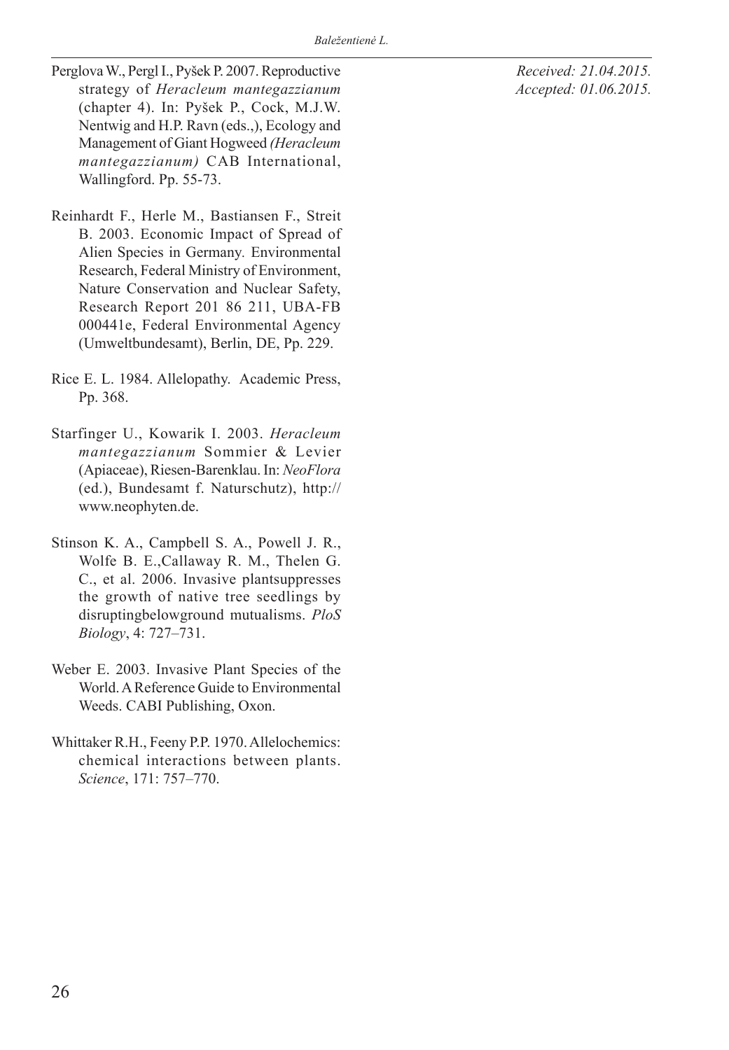Perglova W., Pergl I., Pyšek P. 2007. Reproductive strategy of *Heracleum mantegazzianum* (chapter 4). In: Pyšek P., Cock, M.J.W. Nentwig and H.P. Ravn (eds.,), Ecology and Management of Giant Hogweed *(Heracleum mantegazzianum)* CAB International, Wallingford. Pp. 55-73.

Reinhardt F., Herle M., Bastiansen F., Streit B. 2003. Economic Impact of Spread of Alien Species in Germany. Environmental Research, Federal Ministry of Environment, Nature Conservation and Nuclear Safety, Research Report 201 86 211, UBA-FB 000441e, Federal Environmental Agency (Umweltbundesamt), Berlin, DE, Pp. 229.

Rice E. L. 1984. Allelopathy. Academic Press, Pp. 368.

Starfinger U., Kowarik I. 2003. *Heracleum mantegazzianum* Sommier & Levier (Apiaceae), Riesen-Barenklau. In: *NeoFlora* (ed.), Bundesamt f. Naturschutz), http://www.neophyten.de.

Stinson K. A., Campbell S. A., Powell J. R., Wolfe B. E.,Callaway R. M., Thelen G. C., et al. 2006. Invasive plantsuppresses the growth of native tree seedlings by disruptingbelowground mutualisms. *PloS Biology*, 4: 727–731.

Weber E. 2003. Invasive Plant Species of the World. A Reference Guide to Environmental Weeds. CABI Publishing, Oxon.

Whittaker R.H., Feeny P.P. 1970. Allelochemics: chemical interactions between plants. *Science*, 171: 757–770.

*Received: 21.04.2015.*
*Accepted: 01.06.2015.*